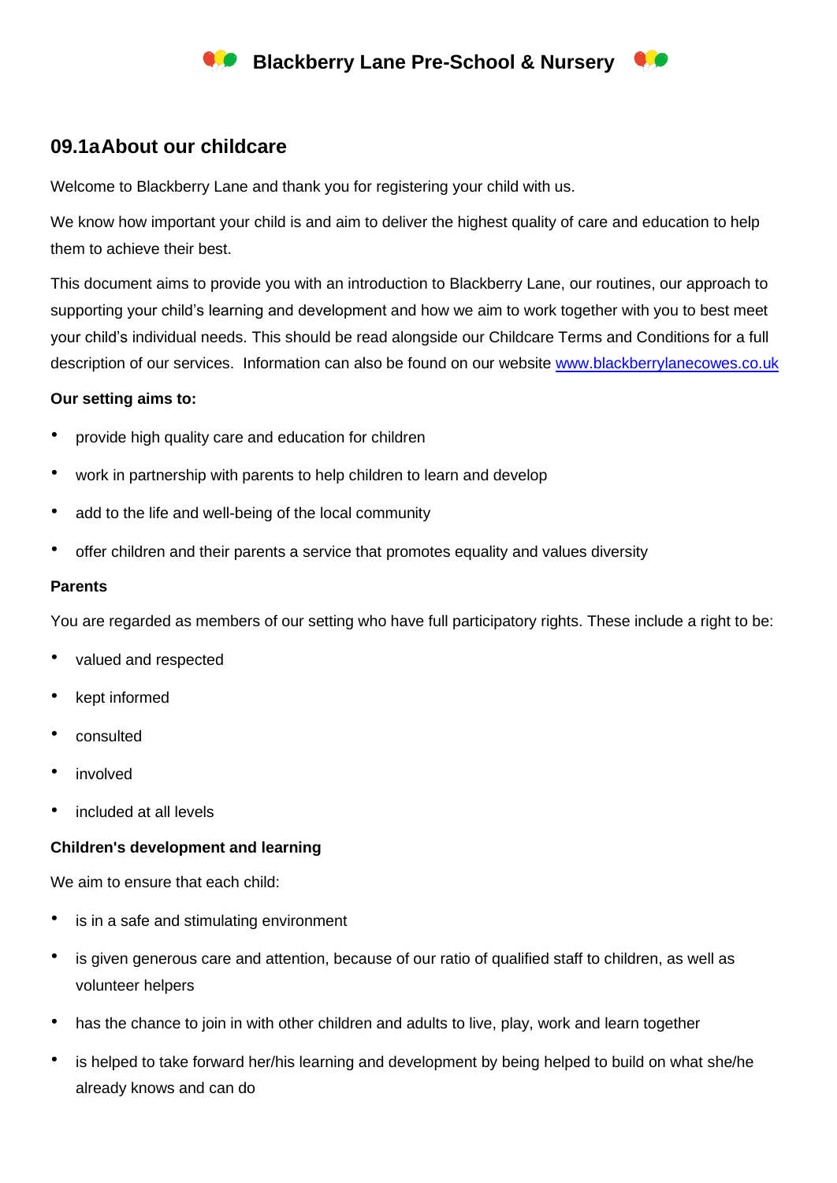# Blackberry Lane Pre-School & Nursery

## 09.1a About our childcare

Welcome to Blackberry Lane and thank you for registering your child with us.

We know how important your child is and aim to deliver the highest quality of care and education to help them to achieve their best.

This document aims to provide you with an introduction to Blackberry Lane, our routines, our approach to supporting your child's learning and development and how we aim to work together with you to best meet your child's individual needs. This should be read alongside our Childcare Terms and Conditions for a full description of our services. Information can also be found on our website [www.blackberrylanecowes.co.uk](http://www.blackberrylanecowes.co.uk)

**Our setting aims to:**

- provide high quality care and education for children
- work in partnership with parents to help children to learn and develop
- add to the life and well-being of the local community
- offer children and their parents a service that promotes equality and values diversity

**Parents**

You are regarded as members of our setting who have full participatory rights. These include a right to be:

- valued and respected
- kept informed
- consulted
- involved
- included at all levels

**Children's development and learning**

We aim to ensure that each child:

- is in a safe and stimulating environment
- is given generous care and attention, because of our ratio of qualified staff to children, as well as volunteer helpers
- has the chance to join in with other children and adults to live, play, work and learn together
- is helped to take forward her/his learning and development by being helped to build on what she/he already knows and can do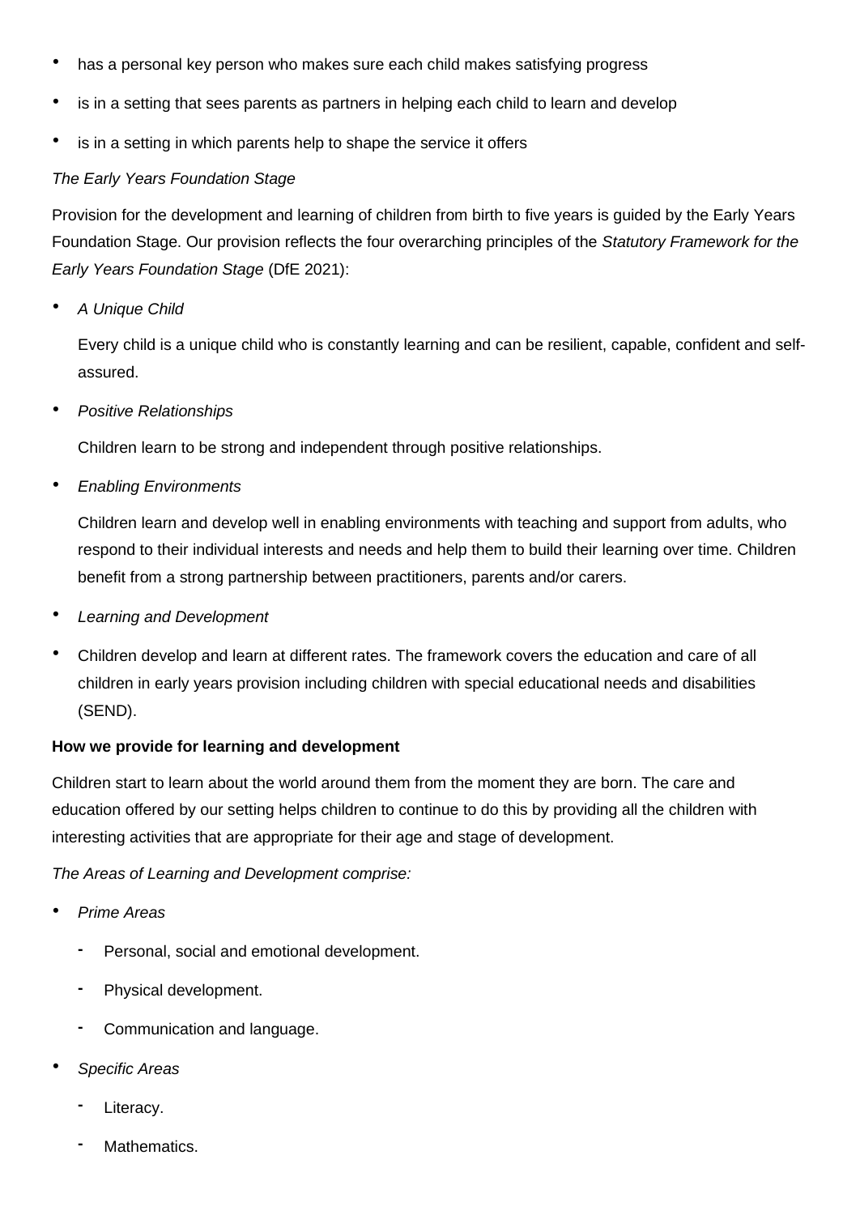- has a personal key person who makes sure each child makes satisfying progress
- is in a setting that sees parents as partners in helping each child to learn and develop
- is in a setting in which parents help to shape the service it offers

*The Early Years Foundation Stage*

Provision for the development and learning of children from birth to five years is guided by the Early Years Foundation Stage. Our provision reflects the four overarching principles of the *Statutory Framework for the Early Years Foundation Stage* (DfE 2021):

- *A Unique Child*

  Every child is a unique child who is constantly learning and can be resilient, capable, confident and self-assured.

- *Positive Relationships*

  Children learn to be strong and independent through positive relationships.

- *Enabling Environments*

  Children learn and develop well in enabling environments with teaching and support from adults, who respond to their individual interests and needs and help them to build their learning over time. Children benefit from a strong partnership between practitioners, parents and/or carers.

- *Learning and Development*
- Children develop and learn at different rates. The framework covers the education and care of all children in early years provision including children with special educational needs and disabilities (SEND).

**How we provide for learning and development**

Children start to learn about the world around them from the moment they are born. The care and education offered by our setting helps children to continue to do this by providing all the children with interesting activities that are appropriate for their age and stage of development.

*The Areas of Learning and Development comprise:*

- *Prime Areas*
  - Personal, social and emotional development.
  - Physical development.
  - Communication and language.
- *Specific Areas*
  - Literacy.
  - Mathematics.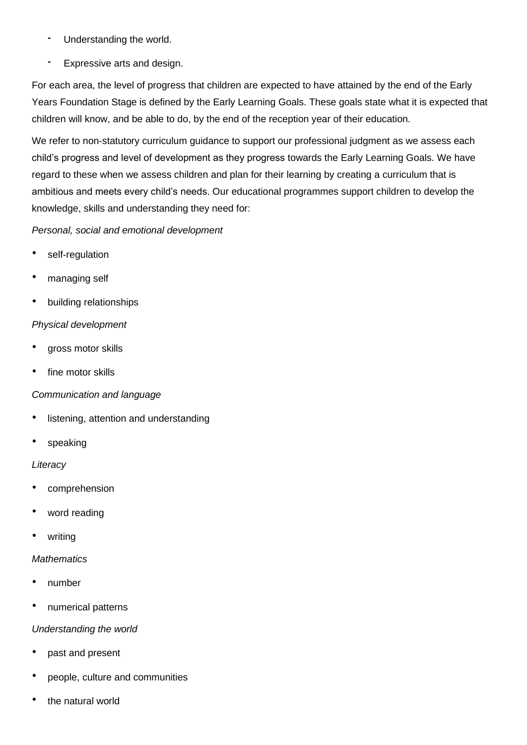- Understanding the world.
- Expressive arts and design.

For each area, the level of progress that children are expected to have attained by the end of the Early Years Foundation Stage is defined by the Early Learning Goals. These goals state what it is expected that children will know, and be able to do, by the end of the reception year of their education.

We refer to non-statutory curriculum guidance to support our professional judgment as we assess each child's progress and level of development as they progress towards the Early Learning Goals. We have regard to these when we assess children and plan for their learning by creating a curriculum that is ambitious and meets every child's needs. Our educational programmes support children to develop the knowledge, skills and understanding they need for:

*Personal, social and emotional development*

- self-regulation
- managing self
- building relationships

*Physical development*

- gross motor skills
- fine motor skills

*Communication and language*

- listening, attention and understanding
- speaking

*Literacy*

- comprehension
- word reading
- writing

*Mathematics*

- number
- numerical patterns

*Understanding the world*

- past and present
- people, culture and communities
- the natural world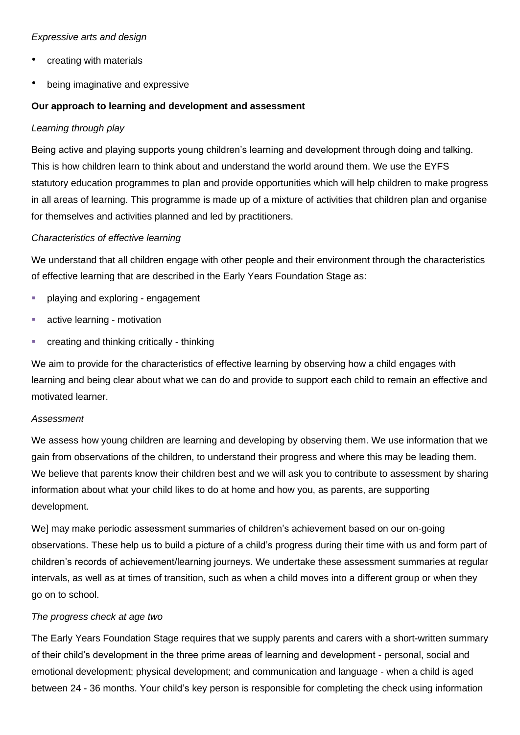*Expressive arts and design*

- creating with materials
- being imaginative and expressive

**Our approach to learning and development and assessment**

*Learning through play*

Being active and playing supports young children's learning and development through doing and talking. This is how children learn to think about and understand the world around them. We use the EYFS statutory education programmes to plan and provide opportunities which will help children to make progress in all areas of learning. This programme is made up of a mixture of activities that children plan and organise for themselves and activities planned and led by practitioners.

*Characteristics of effective learning*

We understand that all children engage with other people and their environment through the characteristics of effective learning that are described in the Early Years Foundation Stage as:

- playing and exploring - engagement
- active learning - motivation
- creating and thinking critically - thinking

We aim to provide for the characteristics of effective learning by observing how a child engages with learning and being clear about what we can do and provide to support each child to remain an effective and motivated learner.

*Assessment*

We assess how young children are learning and developing by observing them. We use information that we gain from observations of the children, to understand their progress and where this may be leading them. We believe that parents know their children best and we will ask you to contribute to assessment by sharing information about what your child likes to do at home and how you, as parents, are supporting development.

We] may make periodic assessment summaries of children's achievement based on our on-going observations. These help us to build a picture of a child's progress during their time with us and form part of children's records of achievement/learning journeys. We undertake these assessment summaries at regular intervals, as well as at times of transition, such as when a child moves into a different group or when they go on to school.

*The progress check at age two*

The Early Years Foundation Stage requires that we supply parents and carers with a short-written summary of their child's development in the three prime areas of learning and development - personal, social and emotional development; physical development; and communication and language - when a child is aged between 24 - 36 months. Your child's key person is responsible for completing the check using information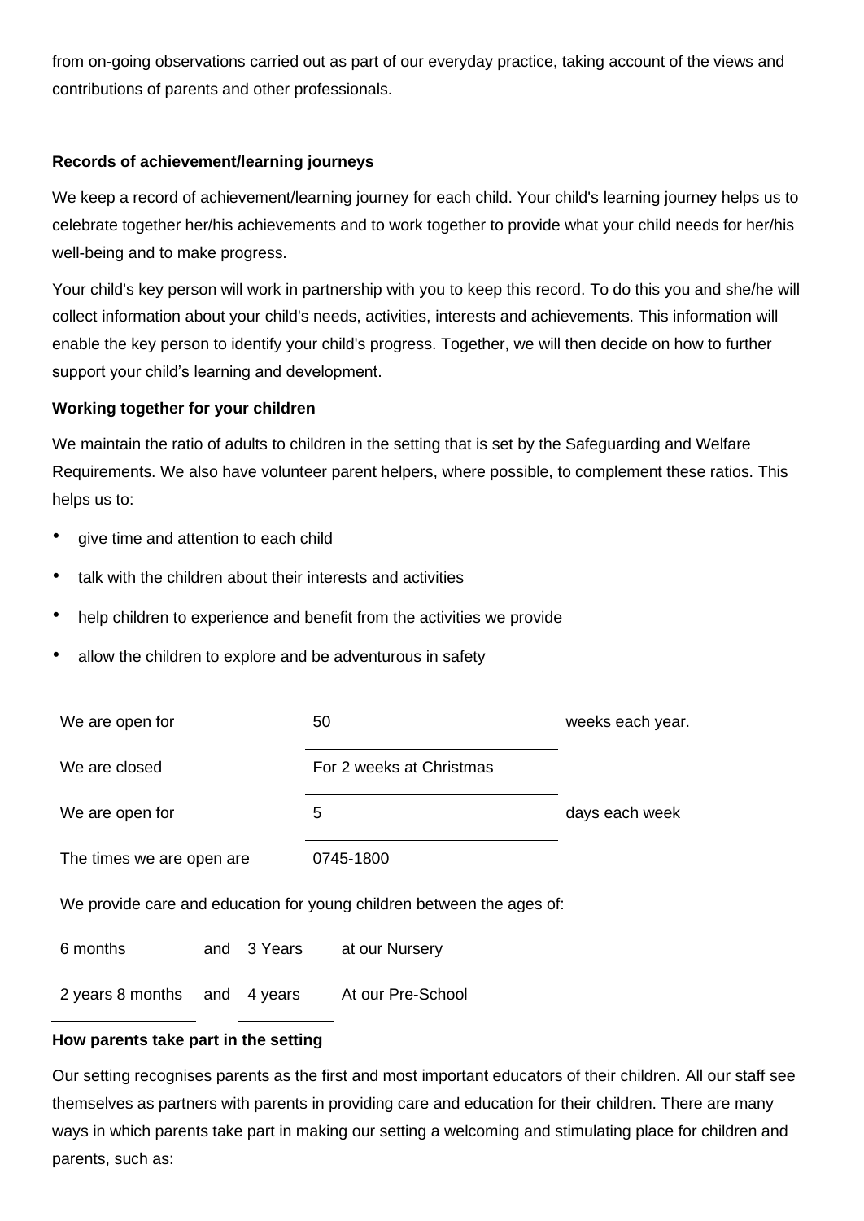from on-going observations carried out as part of our everyday practice, taking account of the views and contributions of parents and other professionals.

**Records of achievement/learning journeys**

We keep a record of achievement/learning journey for each child. Your child's learning journey helps us to celebrate together her/his achievements and to work together to provide what your child needs for her/his well-being and to make progress.

Your child's key person will work in partnership with you to keep this record. To do this you and she/he will collect information about your child's needs, activities, interests and achievements. This information will enable the key person to identify your child's progress. Together, we will then decide on how to further support your child's learning and development.

**Working together for your children**

We maintain the ratio of adults to children in the setting that is set by the Safeguarding and Welfare Requirements. We also have volunteer parent helpers, where possible, to complement these ratios. This helps us to:

- give time and attention to each child
- talk with the children about their interests and activities
- help children to experience and benefit from the activities we provide
- allow the children to explore and be adventurous in safety

| | | |
|---|---|---|
| We are open for | 50 | weeks each year. |
| We are closed | For 2 weeks at Christmas | |
| We are open for | 5 | days each week |
| The times we are open are | 0745-1800 | |

We provide care and education for young children between the ages of:

| | | | |
|---|---|---|---|
| 6 months | and | 3 Years | at our Nursery |
| 2 years 8 months | and | 4 years | At our Pre-School |

**How parents take part in the setting**

Our setting recognises parents as the first and most important educators of their children. All our staff see themselves as partners with parents in providing care and education for their children. There are many ways in which parents take part in making our setting a welcoming and stimulating place for children and parents, such as: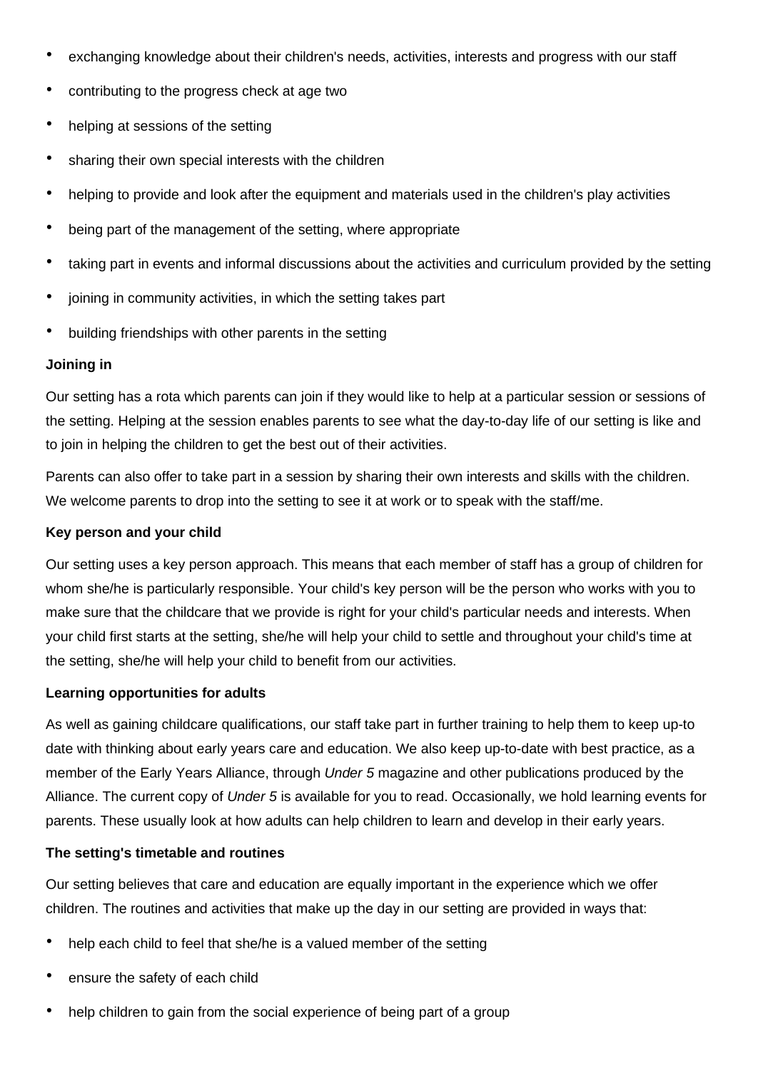- exchanging knowledge about their children's needs, activities, interests and progress with our staff
- contributing to the progress check at age two
- helping at sessions of the setting
- sharing their own special interests with the children
- helping to provide and look after the equipment and materials used in the children's play activities
- being part of the management of the setting, where appropriate
- taking part in events and informal discussions about the activities and curriculum provided by the setting
- joining in community activities, in which the setting takes part
- building friendships with other parents in the setting

**Joining in**

Our setting has a rota which parents can join if they would like to help at a particular session or sessions of the setting. Helping at the session enables parents to see what the day-to-day life of our setting is like and to join in helping the children to get the best out of their activities.

Parents can also offer to take part in a session by sharing their own interests and skills with the children. We welcome parents to drop into the setting to see it at work or to speak with the staff/me.

**Key person and your child**

Our setting uses a key person approach. This means that each member of staff has a group of children for whom she/he is particularly responsible. Your child's key person will be the person who works with you to make sure that the childcare that we provide is right for your child's particular needs and interests. When your child first starts at the setting, she/he will help your child to settle and throughout your child's time at the setting, she/he will help your child to benefit from our activities.

**Learning opportunities for adults**

As well as gaining childcare qualifications, our staff take part in further training to help them to keep up-to date with thinking about early years care and education. We also keep up-to-date with best practice, as a member of the Early Years Alliance, through *Under 5* magazine and other publications produced by the Alliance. The current copy of *Under 5* is available for you to read. Occasionally, we hold learning events for parents. These usually look at how adults can help children to learn and develop in their early years.

**The setting's timetable and routines**

Our setting believes that care and education are equally important in the experience which we offer children. The routines and activities that make up the day in our setting are provided in ways that:

- help each child to feel that she/he is a valued member of the setting
- ensure the safety of each child
- help children to gain from the social experience of being part of a group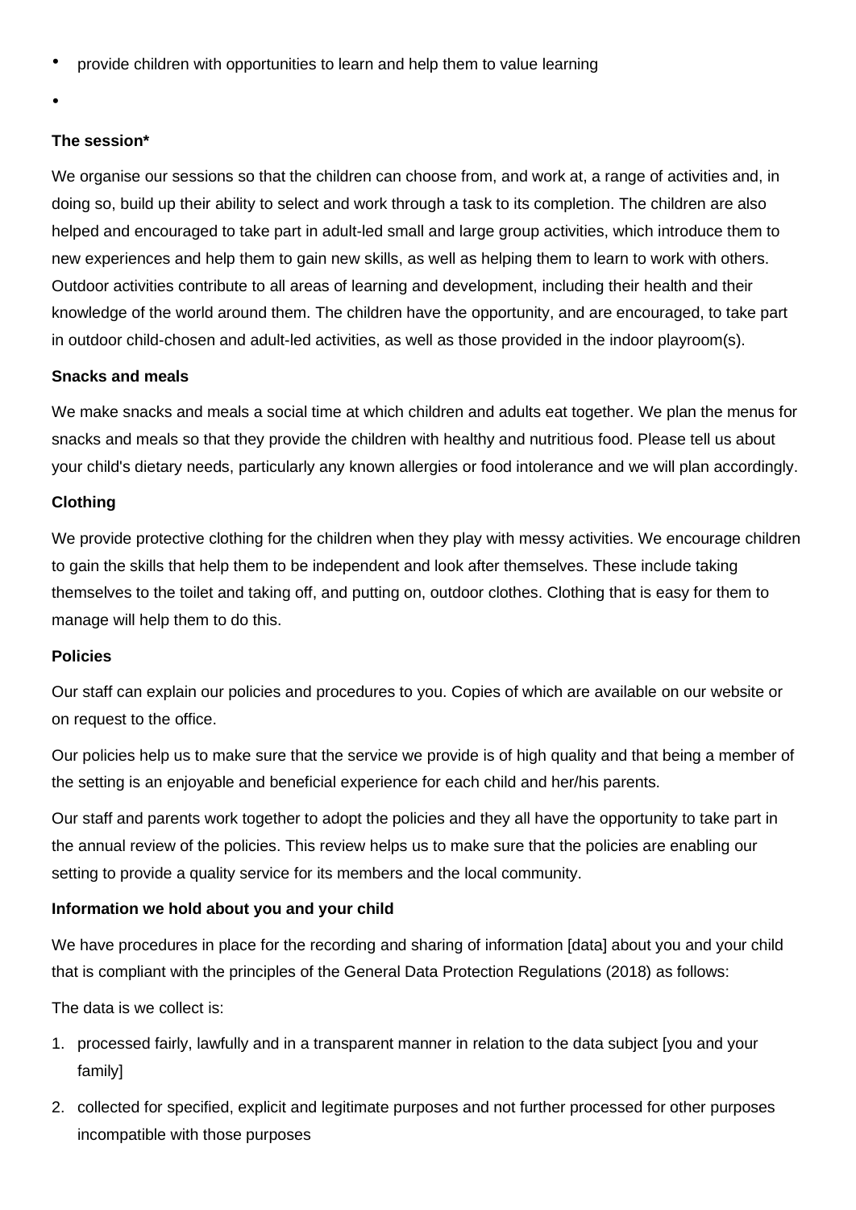- provide children with opportunities to learn and help them to value learning
- 

**The session***

We organise our sessions so that the children can choose from, and work at, a range of activities and, in doing so, build up their ability to select and work through a task to its completion. The children are also helped and encouraged to take part in adult-led small and large group activities, which introduce them to new experiences and help them to gain new skills, as well as helping them to learn to work with others. Outdoor activities contribute to all areas of learning and development, including their health and their knowledge of the world around them. The children have the opportunity, and are encouraged, to take part in outdoor child-chosen and adult-led activities, as well as those provided in the indoor playroom(s).

**Snacks and meals**

We make snacks and meals a social time at which children and adults eat together. We plan the menus for snacks and meals so that they provide the children with healthy and nutritious food. Please tell us about your child's dietary needs, particularly any known allergies or food intolerance and we will plan accordingly.

**Clothing**

We provide protective clothing for the children when they play with messy activities. We encourage children to gain the skills that help them to be independent and look after themselves. These include taking themselves to the toilet and taking off, and putting on, outdoor clothes. Clothing that is easy for them to manage will help them to do this.

**Policies**

Our staff can explain our policies and procedures to you. Copies of which are available on our website or on request to the office.

Our policies help us to make sure that the service we provide is of high quality and that being a member of the setting is an enjoyable and beneficial experience for each child and her/his parents.

Our staff and parents work together to adopt the policies and they all have the opportunity to take part in the annual review of the policies. This review helps us to make sure that the policies are enabling our setting to provide a quality service for its members and the local community.

**Information we hold about you and your child**

We have procedures in place for the recording and sharing of information [data] about you and your child that is compliant with the principles of the General Data Protection Regulations (2018) as follows:

The data is we collect is:

1. processed fairly, lawfully and in a transparent manner in relation to the data subject [you and your family]
2. collected for specified, explicit and legitimate purposes and not further processed for other purposes incompatible with those purposes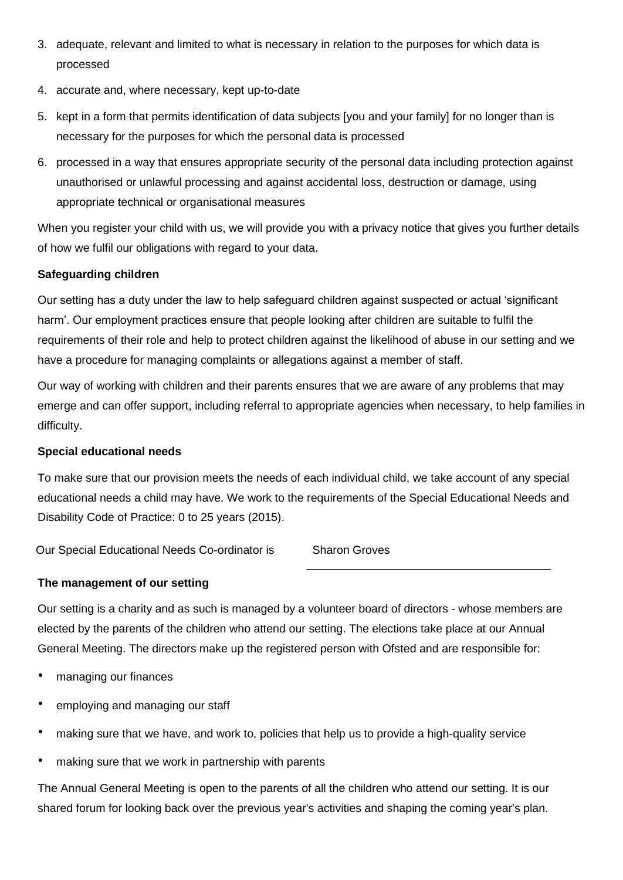3. adequate, relevant and limited to what is necessary in relation to the purposes for which data is processed
4. accurate and, where necessary, kept up-to-date
5. kept in a form that permits identification of data subjects [you and your family] for no longer than is necessary for the purposes for which the personal data is processed
6. processed in a way that ensures appropriate security of the personal data including protection against unauthorised or unlawful processing and against accidental loss, destruction or damage, using appropriate technical or organisational measures

When you register your child with us, we will provide you with a privacy notice that gives you further details of how we fulfil our obligations with regard to your data.

**Safeguarding children**

Our setting has a duty under the law to help safeguard children against suspected or actual 'significant harm'. Our employment practices ensure that people looking after children are suitable to fulfil the requirements of their role and help to protect children against the likelihood of abuse in our setting and we have a procedure for managing complaints or allegations against a member of staff.

Our way of working with children and their parents ensures that we are aware of any problems that may emerge and can offer support, including referral to appropriate agencies when necessary, to help families in difficulty.

**Special educational needs**

To make sure that our provision meets the needs of each individual child, we take account of any special educational needs a child may have. We work to the requirements of the Special Educational Needs and Disability Code of Practice: 0 to 25 years (2015).

Our Special Educational Needs Co-ordinator is Sharon Groves

**The management of our setting**

Our setting is a charity and as such is managed by a volunteer board of directors - whose members are elected by the parents of the children who attend our setting. The elections take place at our Annual General Meeting. The directors make up the registered person with Ofsted and are responsible for:

- managing our finances
- employing and managing our staff
- making sure that we have, and work to, policies that help us to provide a high-quality service
- making sure that we work in partnership with parents

The Annual General Meeting is open to the parents of all the children who attend our setting. It is our shared forum for looking back over the previous year's activities and shaping the coming year's plan.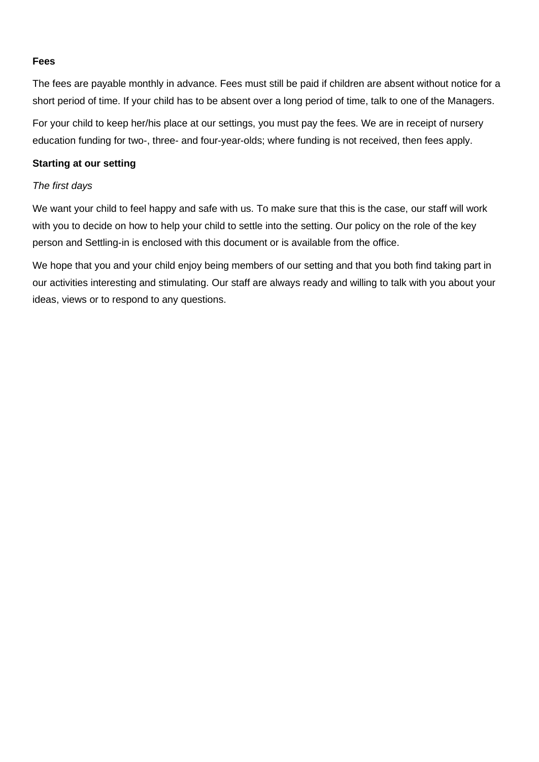**Fees**

The fees are payable monthly in advance. Fees must still be paid if children are absent without notice for a short period of time. If your child has to be absent over a long period of time, talk to one of the Managers.

For your child to keep her/his place at our settings, you must pay the fees. We are in receipt of nursery education funding for two-, three- and four-year-olds; where funding is not received, then fees apply.

**Starting at our setting**

*The first days*

We want your child to feel happy and safe with us. To make sure that this is the case, our staff will work with you to decide on how to help your child to settle into the setting. Our policy on the role of the key person and Settling-in is enclosed with this document or is available from the office.

We hope that you and your child enjoy being members of our setting and that you both find taking part in our activities interesting and stimulating. Our staff are always ready and willing to talk with you about your ideas, views or to respond to any questions.